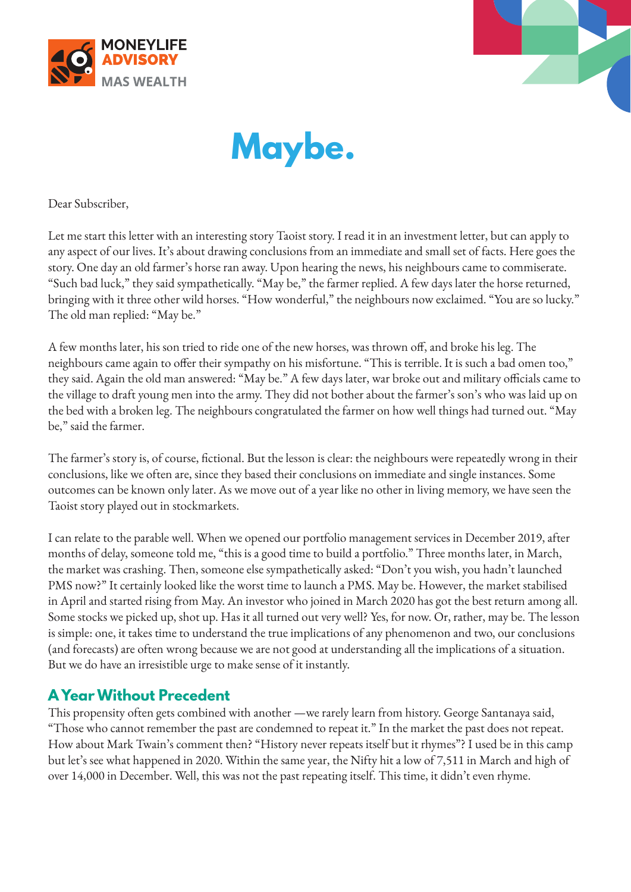MONEYLIFE ADVISORY
MAS WEALTH

# Maybe.

Dear Subscriber,

Let me start this letter with an interesting story Taoist story. I read it in an investment letter, but can apply to any aspect of our lives. It's about drawing conclusions from an immediate and small set of facts. Here goes the story. One day an old farmer's horse ran away. Upon hearing the news, his neighbours came to commiserate. "Such bad luck," they said sympathetically. "May be," the farmer replied. A few days later the horse returned, bringing with it three other wild horses. "How wonderful," the neighbours now exclaimed. "You are so lucky." The old man replied: "May be."

A few months later, his son tried to ride one of the new horses, was thrown off, and broke his leg. The neighbours came again to offer their sympathy on his misfortune. "This is terrible. It is such a bad omen too," they said. Again the old man answered: "May be." A few days later, war broke out and military officials came to the village to draft young men into the army. They did not bother about the farmer's son's who was laid up on the bed with a broken leg. The neighbours congratulated the farmer on how well things had turned out. "May be," said the farmer.

The farmer's story is, of course, fictional. But the lesson is clear: the neighbours were repeatedly wrong in their conclusions, like we often are, since they based their conclusions on immediate and single instances. Some outcomes can be known only later. As we move out of a year like no other in living memory, we have seen the Taoist story played out in stockmarkets.

I can relate to the parable well. When we opened our portfolio management services in December 2019, after months of delay, someone told me, "this is a good time to build a portfolio." Three months later, in March, the market was crashing. Then, someone else sympathetically asked: "Don't you wish, you hadn't launched PMS now?" It certainly looked like the worst time to launch a PMS. May be. However, the market stabilised in April and started rising from May. An investor who joined in March 2020 has got the best return among all. Some stocks we picked up, shot up. Has it all turned out very well? Yes, for now. Or, rather, may be. The lesson is simple: one, it takes time to understand the true implications of any phenomenon and two, our conclusions (and forecasts) are often wrong because we are not good at understanding all the implications of a situation. But we do have an irresistible urge to make sense of it instantly.

## A Year Without Precedent

This propensity often gets combined with another —we rarely learn from history. George Santanaya said, "Those who cannot remember the past are condemned to repeat it." In the market the past does not repeat. How about Mark Twain's comment then? "History never repeats itself but it rhymes"? I used be in this camp but let's see what happened in 2020. Within the same year, the Nifty hit a low of 7,511 in March and high of over 14,000 in December. Well, this was not the past repeating itself. This time, it didn't even rhyme.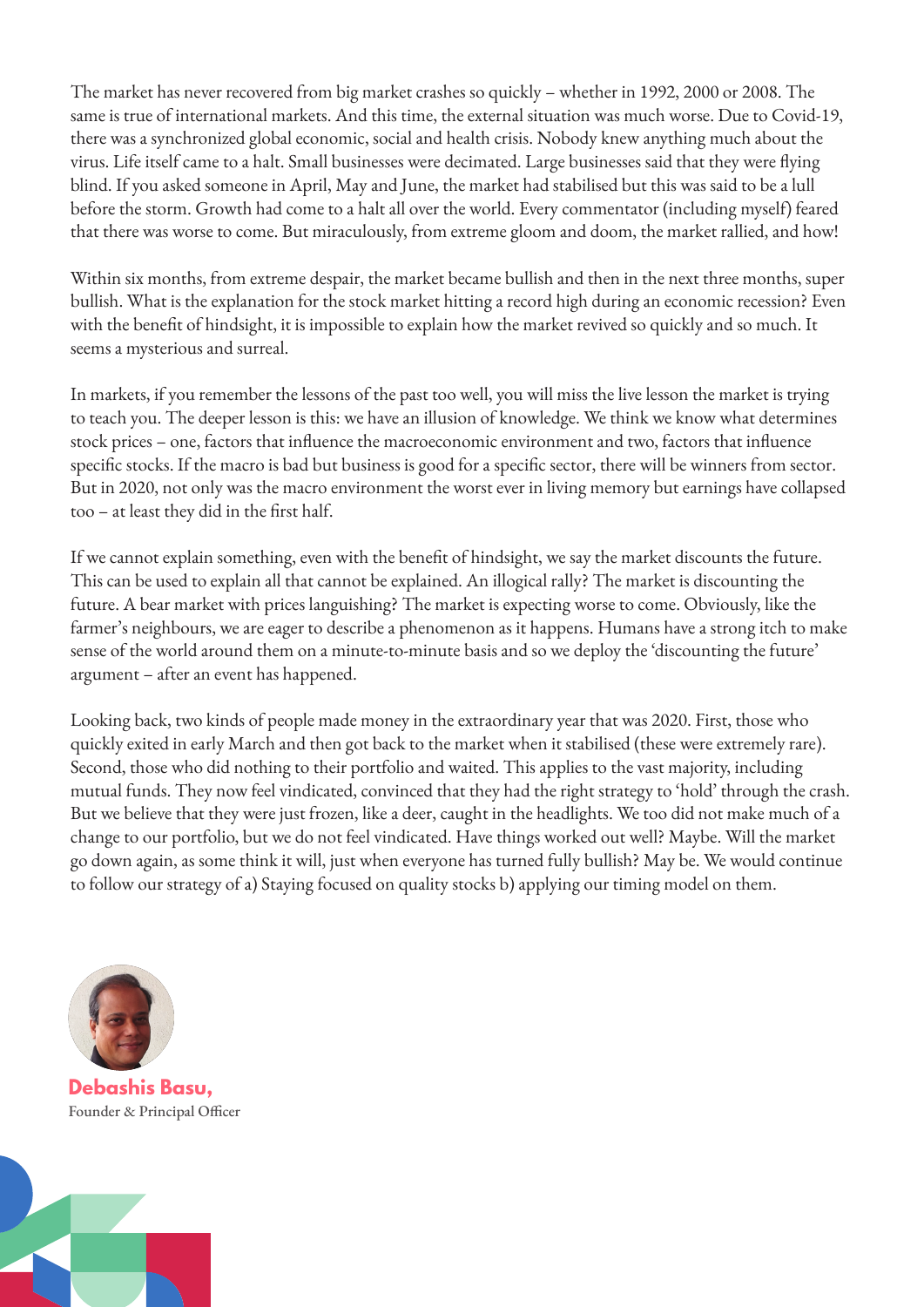The market has never recovered from big market crashes so quickly – whether in 1992, 2000 or 2008. The same is true of international markets. And this time, the external situation was much worse. Due to Covid-19, there was a synchronized global economic, social and health crisis. Nobody knew anything much about the virus. Life itself came to a halt. Small businesses were decimated. Large businesses said that they were flying blind. If you asked someone in April, May and June, the market had stabilised but this was said to be a lull before the storm. Growth had come to a halt all over the world. Every commentator (including myself) feared that there was worse to come. But miraculously, from extreme gloom and doom, the market rallied, and how!

Within six months, from extreme despair, the market became bullish and then in the next three months, super bullish. What is the explanation for the stock market hitting a record high during an economic recession? Even with the benefit of hindsight, it is impossible to explain how the market revived so quickly and so much. It seems a mysterious and surreal.

In markets, if you remember the lessons of the past too well, you will miss the live lesson the market is trying to teach you. The deeper lesson is this: we have an illusion of knowledge. We think we know what determines stock prices – one, factors that influence the macroeconomic environment and two, factors that influence specific stocks. If the macro is bad but business is good for a specific sector, there will be winners from sector. But in 2020, not only was the macro environment the worst ever in living memory but earnings have collapsed too – at least they did in the first half.

If we cannot explain something, even with the benefit of hindsight, we say the market discounts the future. This can be used to explain all that cannot be explained. An illogical rally? The market is discounting the future. A bear market with prices languishing? The market is expecting worse to come. Obviously, like the farmer's neighbours, we are eager to describe a phenomenon as it happens. Humans have a strong itch to make sense of the world around them on a minute-to-minute basis and so we deploy the 'discounting the future' argument – after an event has happened.

Looking back, two kinds of people made money in the extraordinary year that was 2020. First, those who quickly exited in early March and then got back to the market when it stabilised (these were extremely rare). Second, those who did nothing to their portfolio and waited. This applies to the vast majority, including mutual funds. They now feel vindicated, convinced that they had the right strategy to 'hold' through the crash. But we believe that they were just frozen, like a deer, caught in the headlights. We too did not make much of a change to our portfolio, but we do not feel vindicated. Have things worked out well? Maybe. Will the market go down again, as some think it will, just when everyone has turned fully bullish? May be. We would continue to follow our strategy of a) Staying focused on quality stocks b) applying our timing model on them.

**Debashis Basu,**
Founder & Principal Officer